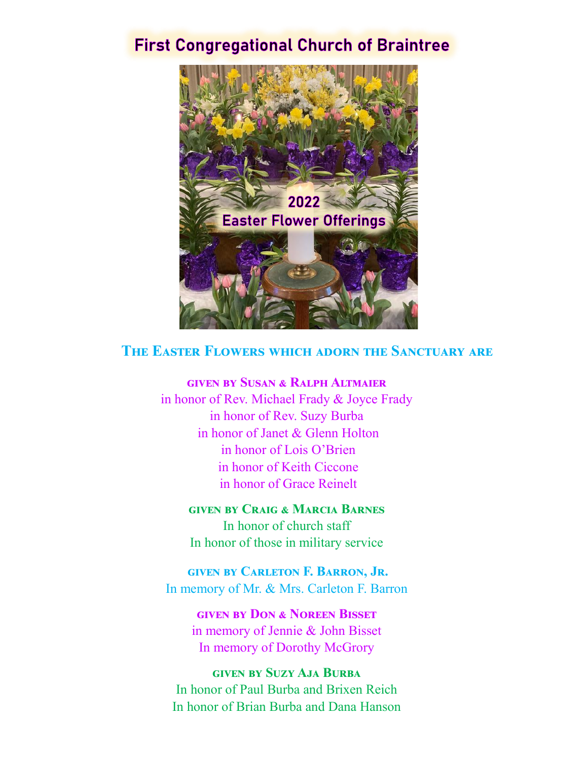# First Congregational Church of Braintree

2022
Easter Flower Offerings

## The Easter Flowers which adorn the Sanctuary are

**given by Susan & Ralph Altmaier**
in honor of Rev. Michael Frady & Joyce Frady
in honor of Rev. Suzy Burba
in honor of Janet & Glenn Holton
in honor of Lois O'Brien
in honor of Keith Ciccone
in honor of Grace Reinelt

**given by Craig & Marcia Barnes**
In honor of church staff
In honor of those in military service

**given by Carleton F. Barron, Jr.**
In memory of Mr. & Mrs. Carleton F. Barron

**given by Don & Noreen Bisset**
in memory of Jennie & John Bisset
In memory of Dorothy McGrory

**given by Suzy Aja Burba**
In honor of Paul Burba and Brixen Reich
In honor of Brian Burba and Dana Hanson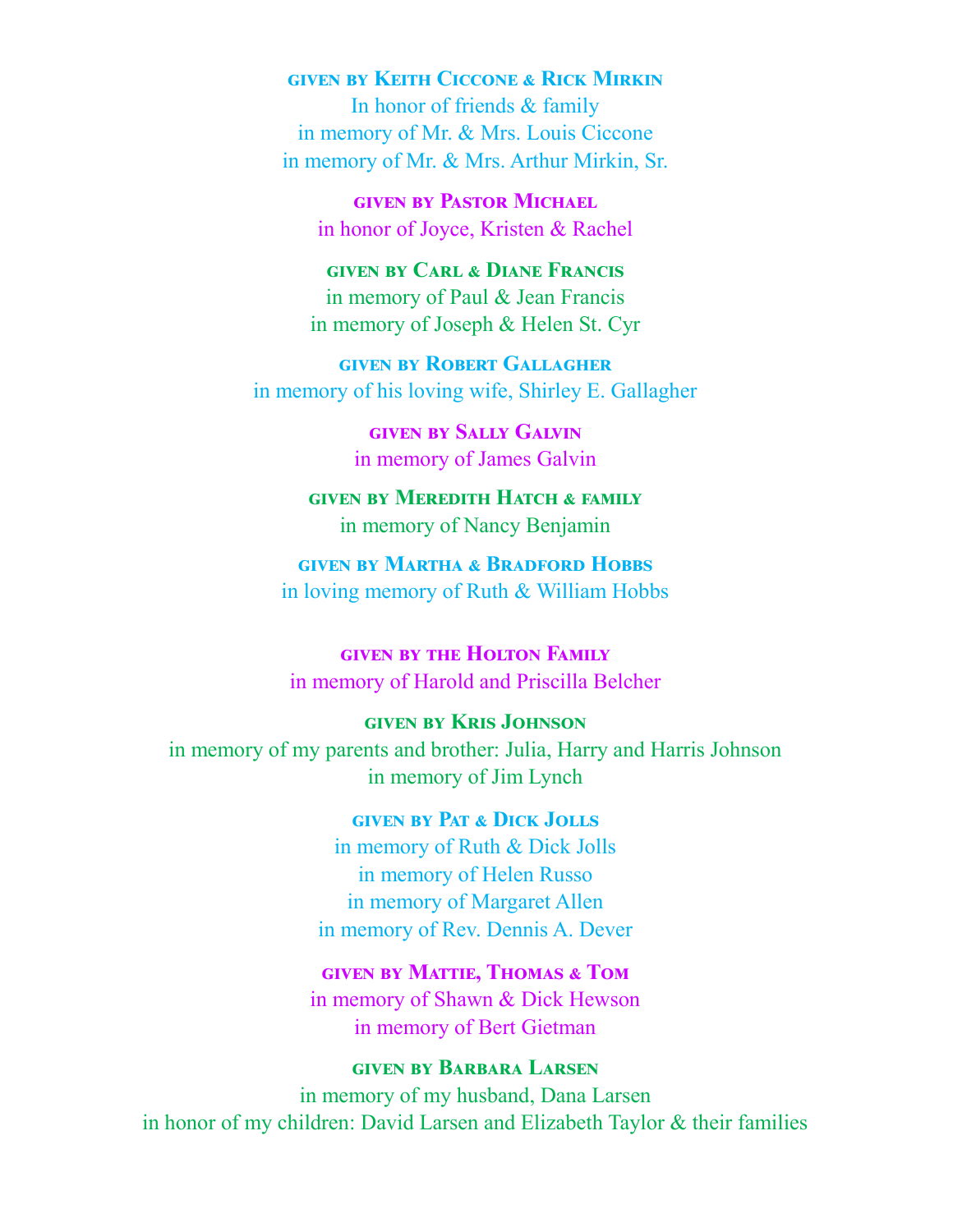**given by Keith Ciccone & Rick Mirkin**

In honor of friends & family

in memory of Mr. & Mrs. Louis Ciccone

in memory of Mr. & Mrs. Arthur Mirkin, Sr.

**given by Pastor Michael**

in honor of Joyce, Kristen & Rachel

**given by Carl & Diane Francis**

in memory of Paul & Jean Francis

in memory of Joseph & Helen St. Cyr

**given by Robert Gallagher**

in memory of his loving wife, Shirley E. Gallagher

**given by Sally Galvin**

in memory of James Galvin

**given by Meredith Hatch & family**

in memory of Nancy Benjamin

**given by Martha & Bradford Hobbs**

in loving memory of Ruth & William Hobbs

**given by the Holton Family**

in memory of Harold and Priscilla Belcher

**given by Kris Johnson**

in memory of my parents and brother: Julia, Harry and Harris Johnson

in memory of Jim Lynch

**given by Pat & Dick Jolls**

in memory of Ruth & Dick Jolls

in memory of Helen Russo

in memory of Margaret Allen

in memory of Rev. Dennis A. Dever

**given by Mattie, Thomas & Tom**

in memory of Shawn & Dick Hewson

in memory of Bert Gietman

**given by Barbara Larsen**

in memory of my husband, Dana Larsen

in honor of my children: David Larsen and Elizabeth Taylor & their families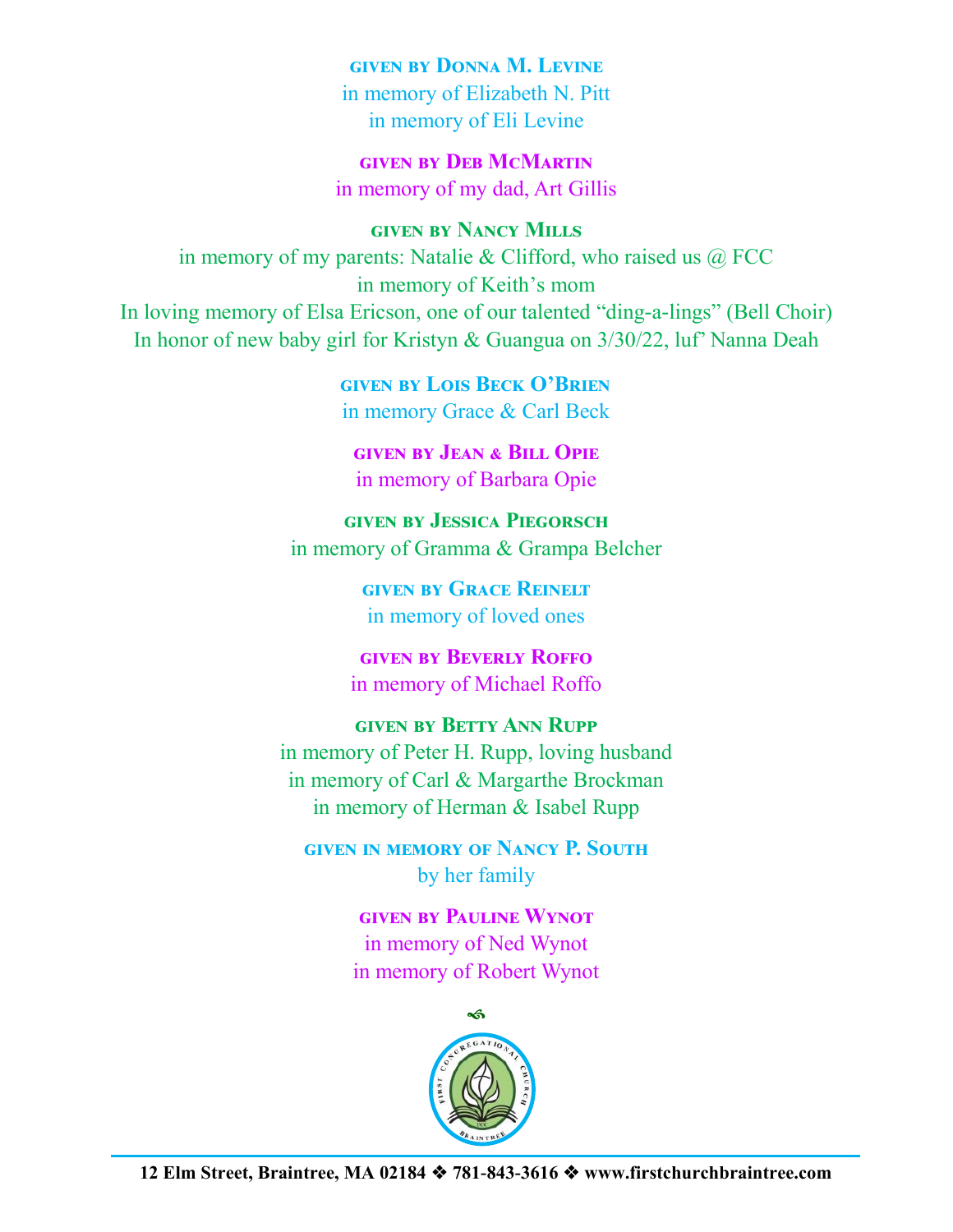**given by Donna M. Levine**
in memory of Elizabeth N. Pitt
in memory of Eli Levine

**given by Deb McMartin**
in memory of my dad, Art Gillis

**given by Nancy Mills**
in memory of my parents: Natalie & Clifford, who raised us @ FCC
in memory of Keith's mom
In loving memory of Elsa Ericson, one of our talented "ding-a-lings" (Bell Choir)
In honor of new baby girl for Kristyn & Guangua on 3/30/22, luf' Nanna Deah

**given by Lois Beck O'Brien**
in memory Grace & Carl Beck

**given by Jean & Bill Opie**
in memory of Barbara Opie

**given by Jessica Piegorsch**
in memory of Gramma & Grampa Belcher

**given by Grace Reinelt**
in memory of loved ones

**given by Beverly Roffo**
in memory of Michael Roffo

**given by Betty Ann Rupp**
in memory of Peter H. Rupp, loving husband
in memory of Carl & Margarthe Brockman
in memory of Herman & Isabel Rupp

**given in memory of Nancy P. South**
by her family

**given by Pauline Wynot**
in memory of Ned Wynot
in memory of Robert Wynot

12 Elm Street, Braintree, MA 02184 ❖ 781-843-3616 ❖ www.firstchurchbraintree.com